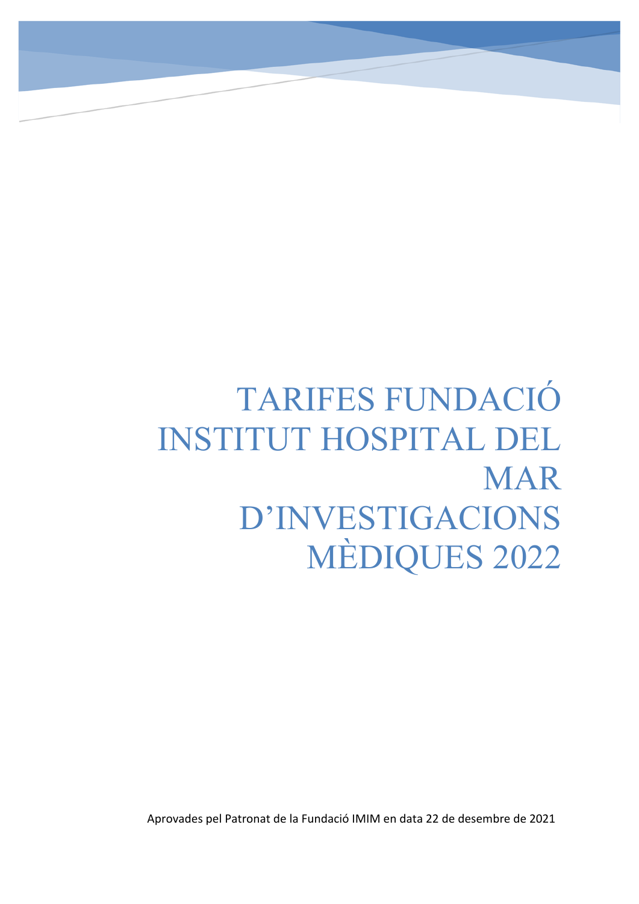# TARIFES FUNDACIÓ INSTITUT HOSPITAL DEL MAR D'INVESTIGACIONS MÈDIQUES 2022

Aprovades pel Patronat de la Fundació IMIM en data 22 de desembre de 2021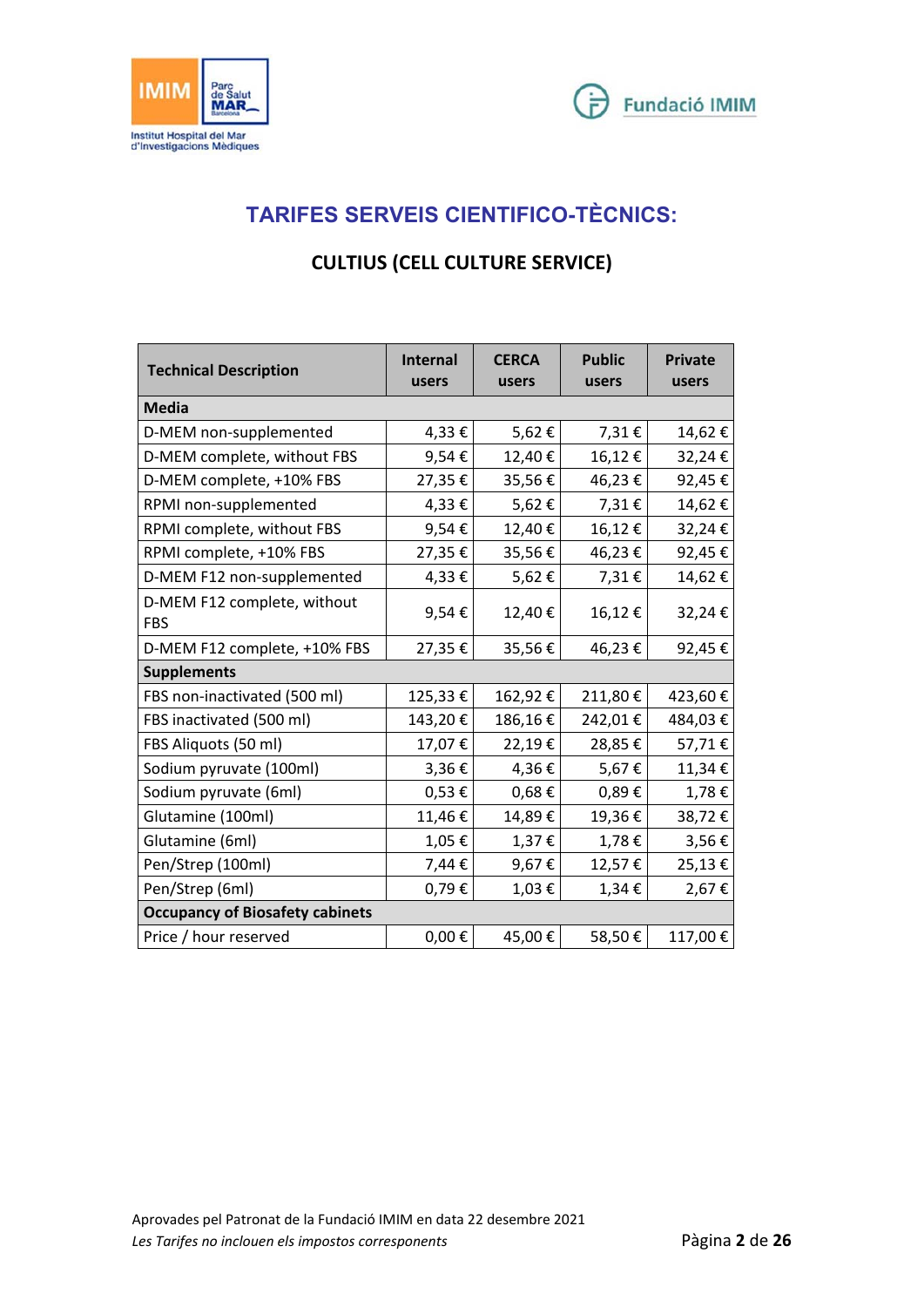# TARIFES SERVEIS CIENTIFICO-TÈCNICS:

## CULTIUS (CELL CULTURE SERVICE)

| Technical Description | Internal users | CERCA users | Public users | Private users |
|---|---|---|---|---|
| **Media** | | | | |
| D-MEM non-supplemented | 4,33 € | 5,62 € | 7,31 € | 14,62 € |
| D-MEM complete, without FBS | 9,54 € | 12,40 € | 16,12 € | 32,24 € |
| D-MEM complete, +10% FBS | 27,35 € | 35,56 € | 46,23 € | 92,45 € |
| RPMI non-supplemented | 4,33 € | 5,62 € | 7,31 € | 14,62 € |
| RPMI complete, without FBS | 9,54 € | 12,40 € | 16,12 € | 32,24 € |
| RPMI complete, +10% FBS | 27,35 € | 35,56 € | 46,23 € | 92,45 € |
| D-MEM F12 non-supplemented | 4,33 € | 5,62 € | 7,31 € | 14,62 € |
| D-MEM F12 complete, without FBS | 9,54 € | 12,40 € | 16,12 € | 32,24 € |
| D-MEM F12 complete, +10% FBS | 27,35 € | 35,56 € | 46,23 € | 92,45 € |
| **Supplements** | | | | |
| FBS non-inactivated (500 ml) | 125,33 € | 162,92 € | 211,80 € | 423,60 € |
| FBS inactivated (500 ml) | 143,20 € | 186,16 € | 242,01 € | 484,03 € |
| FBS Aliquots (50 ml) | 17,07 € | 22,19 € | 28,85 € | 57,71 € |
| Sodium pyruvate (100ml) | 3,36 € | 4,36 € | 5,67 € | 11,34 € |
| Sodium pyruvate (6ml) | 0,53 € | 0,68 € | 0,89 € | 1,78 € |
| Glutamine (100ml) | 11,46 € | 14,89 € | 19,36 € | 38,72 € |
| Glutamine (6ml) | 1,05 € | 1,37 € | 1,78 € | 3,56 € |
| Pen/Strep (100ml) | 7,44 € | 9,67 € | 12,57 € | 25,13 € |
| Pen/Strep (6ml) | 0,79 € | 1,03 € | 1,34 € | 2,67 € |
| **Occupancy of Biosafety cabinets** | | | | |
| Price / hour reserved | 0,00 € | 45,00 € | 58,50 € | 117,00 € |

Aprovades pel Patronat de la Fundació IMIM en data 22 desembre 2021

*Les Tarifes no inclouen els impostos corresponents*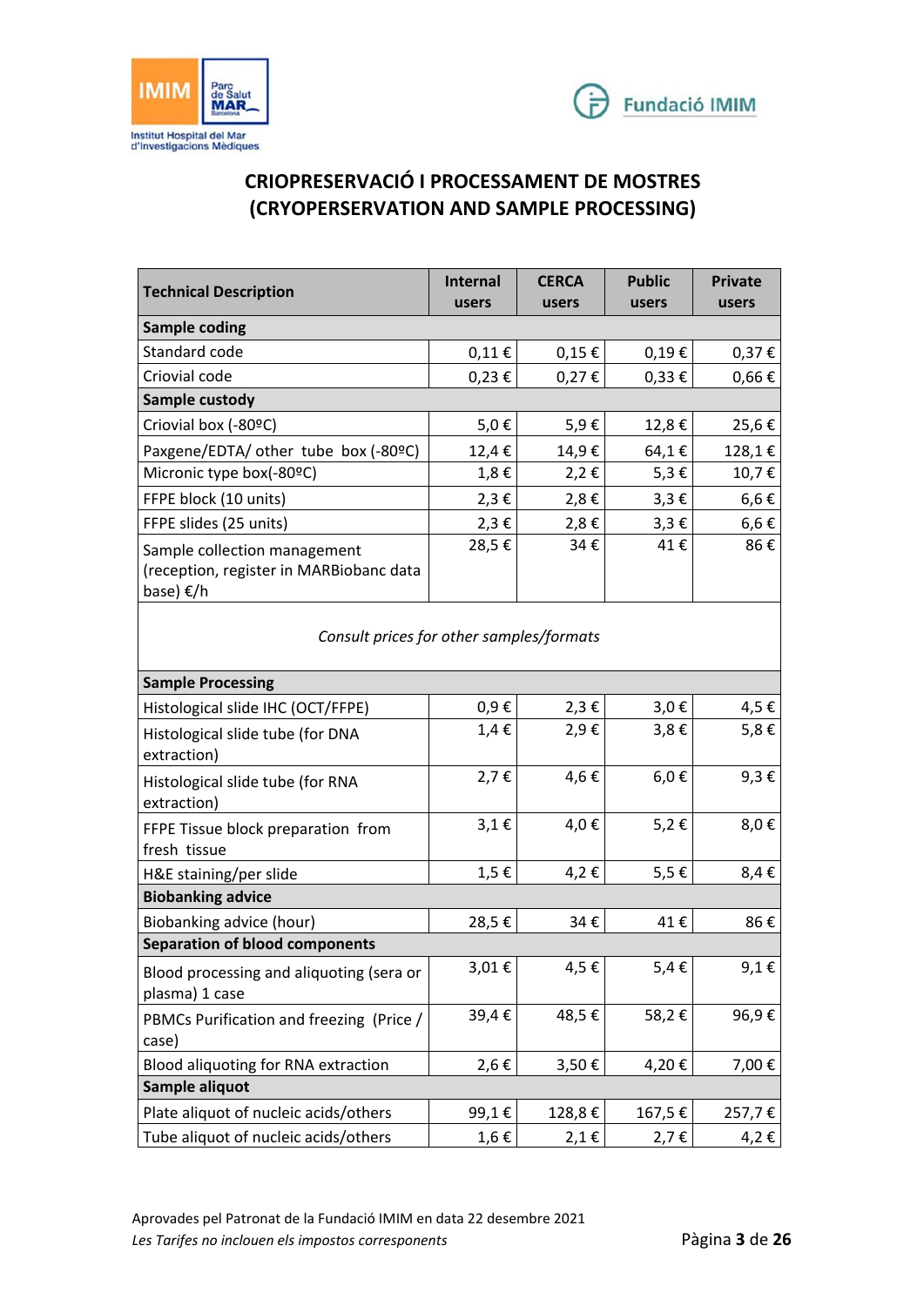## CRIOPRESERVACIÓ I PROCESSAMENT DE MOSTRES (CRYOPERSERVATION AND SAMPLE PROCESSING)

| Technical Description | Internal users | CERCA users | Public users | Private users |
|---|---|---|---|---|
| **Sample coding** | | | | |
| Standard code | 0,11 € | 0,15 € | 0,19 € | 0,37 € |
| Criovial code | 0,23 € | 0,27 € | 0,33 € | 0,66 € |
| **Sample custody** | | | | |
| Criovial box (-80ºC) | 5,0 € | 5,9 € | 12,8 € | 25,6 € |
| Paxgene/EDTA/ other tube box (-80ºC) | 12,4 € | 14,9 € | 64,1 € | 128,1 € |
| Micronic type box(-80ºC) | 1,8 € | 2,2 € | 5,3 € | 10,7 € |
| FFPE block (10 units) | 2,3 € | 2,8 € | 3,3 € | 6,6 € |
| FFPE slides (25 units) | 2,3 € | 2,8 € | 3,3 € | 6,6 € |
| Sample collection management (reception, register in MARBiobanc data base) €/h | 28,5 € | 34 € | 41 € | 86 € |
| *Consult prices for other samples/formats* | | | | |
| **Sample Processing** | | | | |
| Histological slide IHC (OCT/FFPE) | 0,9 € | 2,3 € | 3,0 € | 4,5 € |
| Histological slide tube (for DNA extraction) | 1,4 € | 2,9 € | 3,8 € | 5,8 € |
| Histological slide tube (for RNA extraction) | 2,7 € | 4,6 € | 6,0 € | 9,3 € |
| FFPE Tissue block preparation from fresh tissue | 3,1 € | 4,0 € | 5,2 € | 8,0 € |
| H&E staining/per slide | 1,5 € | 4,2 € | 5,5 € | 8,4 € |
| **Biobanking advice** | | | | |
| Biobanking advice (hour) | 28,5 € | 34 € | 41 € | 86 € |
| **Separation of blood components** | | | | |
| Blood processing and aliquoting (sera or plasma) 1 case | 3,01 € | 4,5 € | 5,4 € | 9,1 € |
| PBMCs Purification and freezing (Price / case) | 39,4 € | 48,5 € | 58,2 € | 96,9 € |
| Blood aliquoting for RNA extraction | 2,6 € | 3,50 € | 4,20 € | 7,00 € |
| **Sample aliquot** | | | | |
| Plate aliquot of nucleic acids/others | 99,1 € | 128,8 € | 167,5 € | 257,7 € |
| Tube aliquot of nucleic acids/others | 1,6 € | 2,1 € | 2,7 € | 4,2 € |

Aprovades pel Patronat de la Fundació IMIM en data 22 desembre 2021

*Les Tarifes no inclouen els impostos corresponents*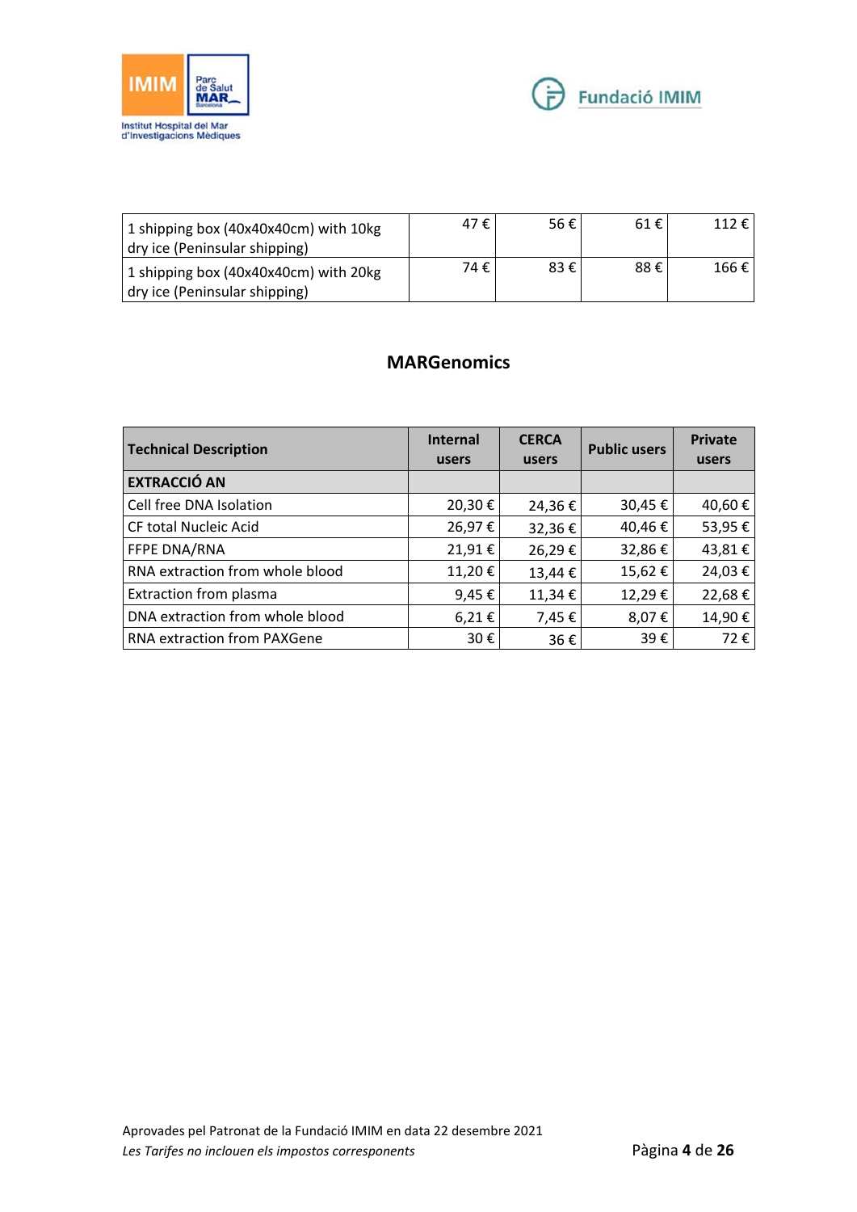| | | | | |
|---|---|---|---|---|
| 1 shipping box (40x40x40cm) with 10kg dry ice (Peninsular shipping) | 47 € | 56 € | 61 € | 112 € |
| 1 shipping box (40x40x40cm) with 20kg dry ice (Peninsular shipping) | 74 € | 83 € | 88 € | 166 € |

## MARGenomics

| Technical Description | Internal users | CERCA users | Public users | Private users |
|---|---|---|---|---|
| **EXTRACCIÓ AN** | | | | |
| Cell free DNA Isolation | 20,30 € | 24,36 € | 30,45 € | 40,60 € |
| CF total Nucleic Acid | 26,97 € | 32,36 € | 40,46 € | 53,95 € |
| FFPE DNA/RNA | 21,91 € | 26,29 € | 32,86 € | 43,81 € |
| RNA extraction from whole blood | 11,20 € | 13,44 € | 15,62 € | 24,03 € |
| Extraction from plasma | 9,45 € | 11,34 € | 12,29 € | 22,68 € |
| DNA extraction from whole blood | 6,21 € | 7,45 € | 8,07 € | 14,90 € |
| RNA extraction from PAXGene | 30 € | 36 € | 39 € | 72 € |

Aprovades pel Patronat de la Fundació IMIM en data 22 desembre 2021

*Les Tarifes no inclouen els impostos corresponents*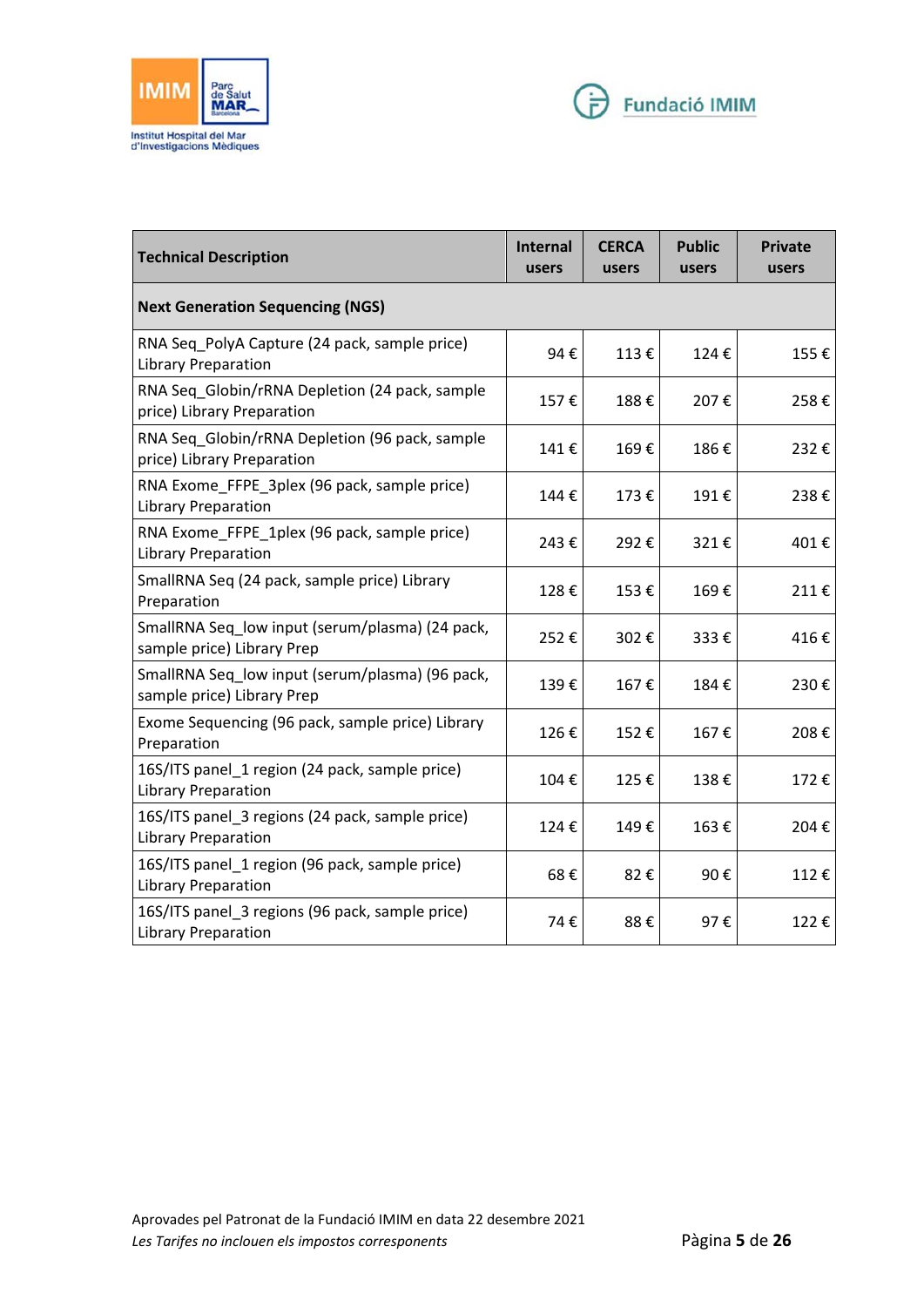| Technical Description | Internal users | CERCA users | Public users | Private users |
|---|---|---|---|---|
| **Next Generation Sequencing (NGS)** | | | | |
| RNA Seq_PolyA Capture (24 pack, sample price) Library Preparation | 94 € | 113 € | 124 € | 155 € |
| RNA Seq_Globin/rRNA Depletion (24 pack, sample price) Library Preparation | 157 € | 188 € | 207 € | 258 € |
| RNA Seq_Globin/rRNA Depletion (96 pack, sample price) Library Preparation | 141 € | 169 € | 186 € | 232 € |
| RNA Exome_FFPE_3plex (96 pack, sample price) Library Preparation | 144 € | 173 € | 191 € | 238 € |
| RNA Exome_FFPE_1plex (96 pack, sample price) Library Preparation | 243 € | 292 € | 321 € | 401 € |
| SmallRNA Seq (24 pack, sample price) Library Preparation | 128 € | 153 € | 169 € | 211 € |
| SmallRNA Seq_low input (serum/plasma) (24 pack, sample price) Library Prep | 252 € | 302 € | 333 € | 416 € |
| SmallRNA Seq_low input (serum/plasma) (96 pack, sample price) Library Prep | 139 € | 167 € | 184 € | 230 € |
| Exome Sequencing (96 pack, sample price) Library Preparation | 126 € | 152 € | 167 € | 208 € |
| 16S/ITS panel_1 region (24 pack, sample price) Library Preparation | 104 € | 125 € | 138 € | 172 € |
| 16S/ITS panel_3 regions (24 pack, sample price) Library Preparation | 124 € | 149 € | 163 € | 204 € |
| 16S/ITS panel_1 region (96 pack, sample price) Library Preparation | 68 € | 82 € | 90 € | 112 € |
| 16S/ITS panel_3 regions (96 pack, sample price) Library Preparation | 74 € | 88 € | 97 € | 122 € |

Aprovades pel Patronat de la Fundació IMIM en data 22 desembre 2021

*Les Tarifes no inclouen els impostos corresponents*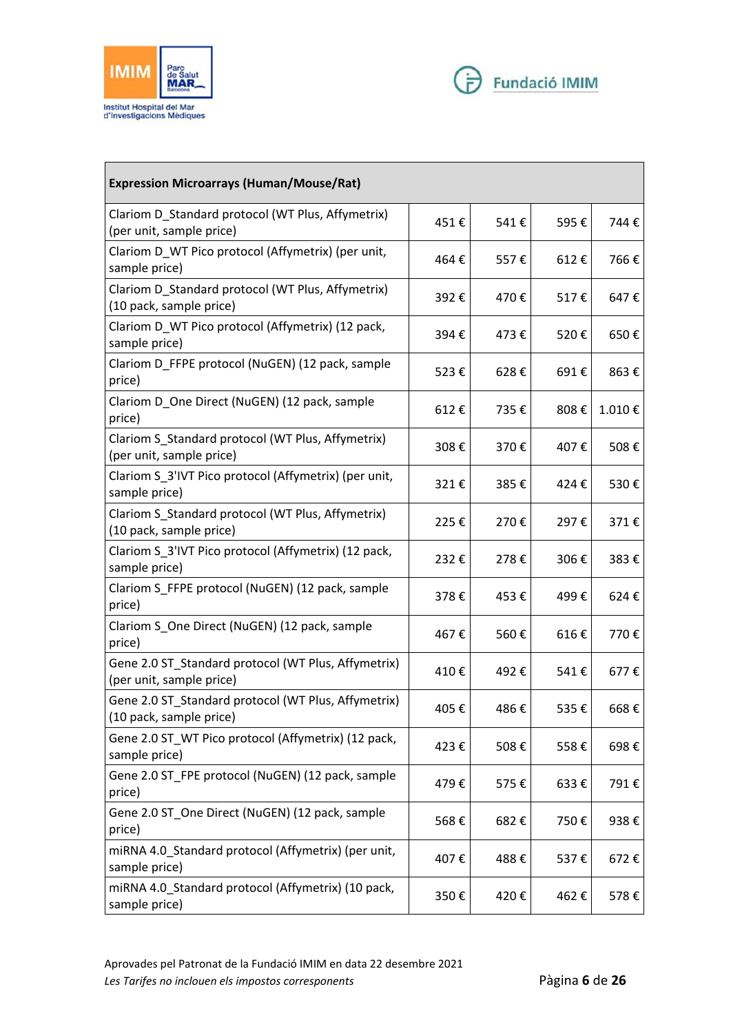| Expression Microarrays (Human/Mouse/Rat) | | | | |
|---|---|---|---|---|
| Clariom D_Standard protocol (WT Plus, Affymetrix) (per unit, sample price) | 451 € | 541 € | 595 € | 744 € |
| Clariom D_WT Pico protocol (Affymetrix) (per unit, sample price) | 464 € | 557 € | 612 € | 766 € |
| Clariom D_Standard protocol (WT Plus, Affymetrix) (10 pack, sample price) | 392 € | 470 € | 517 € | 647 € |
| Clariom D_WT Pico protocol (Affymetrix) (12 pack, sample price) | 394 € | 473 € | 520 € | 650 € |
| Clariom D_FFPE protocol (NuGEN) (12 pack, sample price) | 523 € | 628 € | 691 € | 863 € |
| Clariom D_One Direct (NuGEN) (12 pack, sample price) | 612 € | 735 € | 808 € | 1.010 € |
| Clariom S_Standard protocol (WT Plus, Affymetrix) (per unit, sample price) | 308 € | 370 € | 407 € | 508 € |
| Clariom S_3'IVT Pico protocol (Affymetrix) (per unit, sample price) | 321 € | 385 € | 424 € | 530 € |
| Clariom S_Standard protocol (WT Plus, Affymetrix) (10 pack, sample price) | 225 € | 270 € | 297 € | 371 € |
| Clariom S_3'IVT Pico protocol (Affymetrix) (12 pack, sample price) | 232 € | 278 € | 306 € | 383 € |
| Clariom S_FFPE protocol (NuGEN) (12 pack, sample price) | 378 € | 453 € | 499 € | 624 € |
| Clariom S_One Direct (NuGEN) (12 pack, sample price) | 467 € | 560 € | 616 € | 770 € |
| Gene 2.0 ST_Standard protocol (WT Plus, Affymetrix) (per unit, sample price) | 410 € | 492 € | 541 € | 677 € |
| Gene 2.0 ST_Standard protocol (WT Plus, Affymetrix) (10 pack, sample price) | 405 € | 486 € | 535 € | 668 € |
| Gene 2.0 ST_WT Pico protocol (Affymetrix) (12 pack, sample price) | 423 € | 508 € | 558 € | 698 € |
| Gene 2.0 ST_FPE protocol (NuGEN) (12 pack, sample price) | 479 € | 575 € | 633 € | 791 € |
| Gene 2.0 ST_One Direct (NuGEN) (12 pack, sample price) | 568 € | 682 € | 750 € | 938 € |
| miRNA 4.0_Standard protocol (Affymetrix) (per unit, sample price) | 407 € | 488 € | 537 € | 672 € |
| miRNA 4.0_Standard protocol (Affymetrix) (10 pack, sample price) | 350 € | 420 € | 462 € | 578 € |

Aprovades pel Patronat de la Fundació IMIM en data 22 desembre 2021

*Les Tarifes no inclouen els impostos corresponents*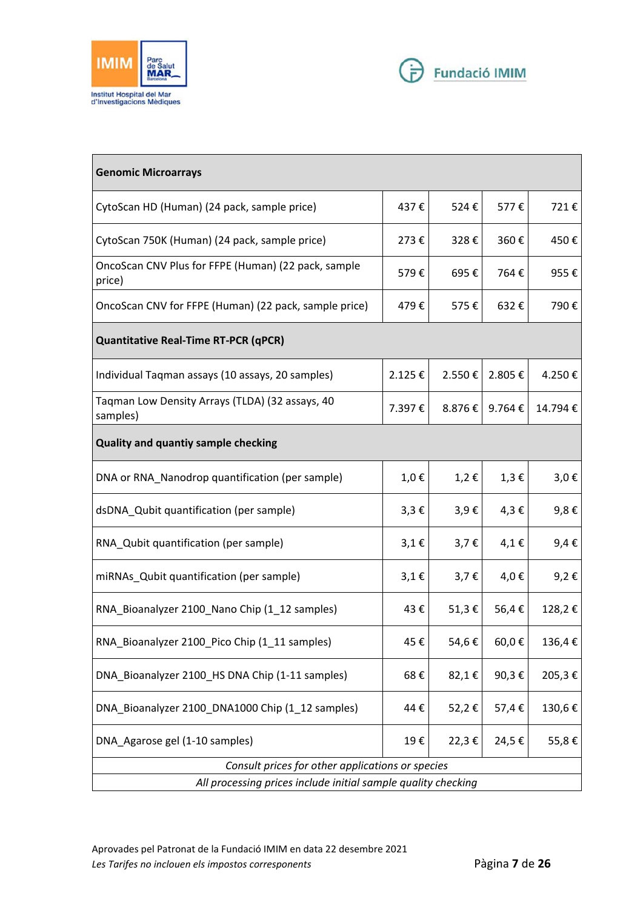| Genomic Microarrays | | | | |
|---|---|---|---|---|
| CytoScan HD (Human) (24 pack, sample price) | 437 € | 524 € | 577 € | 721 € |
| CytoScan 750K (Human) (24 pack, sample price) | 273 € | 328 € | 360 € | 450 € |
| OncoScan CNV Plus for FFPE (Human) (22 pack, sample price) | 579 € | 695 € | 764 € | 955 € |
| OncoScan CNV for FFPE (Human) (22 pack, sample price) | 479 € | 575 € | 632 € | 790 € |
| **Quantitative Real-Time RT-PCR (qPCR)** | | | | |
| Individual Taqman assays (10 assays, 20 samples) | 2.125 € | 2.550 € | 2.805 € | 4.250 € |
| Taqman Low Density Arrays (TLDA) (32 assays, 40 samples) | 7.397 € | 8.876 € | 9.764 € | 14.794 € |
| **Quality and quantiy sample checking** | | | | |
| DNA or RNA_Nanodrop quantification (per sample) | 1,0 € | 1,2 € | 1,3 € | 3,0 € |
| dsDNA_Qubit quantification (per sample) | 3,3 € | 3,9 € | 4,3 € | 9,8 € |
| RNA_Qubit quantification (per sample) | 3,1 € | 3,7 € | 4,1 € | 9,4 € |
| miRNAs_Qubit quantification (per sample) | 3,1 € | 3,7 € | 4,0 € | 9,2 € |
| RNA_Bioanalyzer 2100_Nano Chip (1_12 samples) | 43 € | 51,3 € | 56,4 € | 128,2 € |
| RNA_Bioanalyzer 2100_Pico Chip (1_11 samples) | 45 € | 54,6 € | 60,0 € | 136,4 € |
| DNA_Bioanalyzer 2100_HS DNA Chip (1-11 samples) | 68 € | 82,1 € | 90,3 € | 205,3 € |
| DNA_Bioanalyzer 2100_DNA1000 Chip (1_12 samples) | 44 € | 52,2 € | 57,4 € | 130,6 € |
| DNA_Agarose gel (1-10 samples) | 19 € | 22,3 € | 24,5 € | 55,8 € |
| *Consult prices for other applications or species* | | | | |
| *All processing prices include initial sample quality checking* | | | | |

Aprovades pel Patronat de la Fundació IMIM en data 22 desembre 2021

*Les Tarifes no inclouen els impostos corresponents*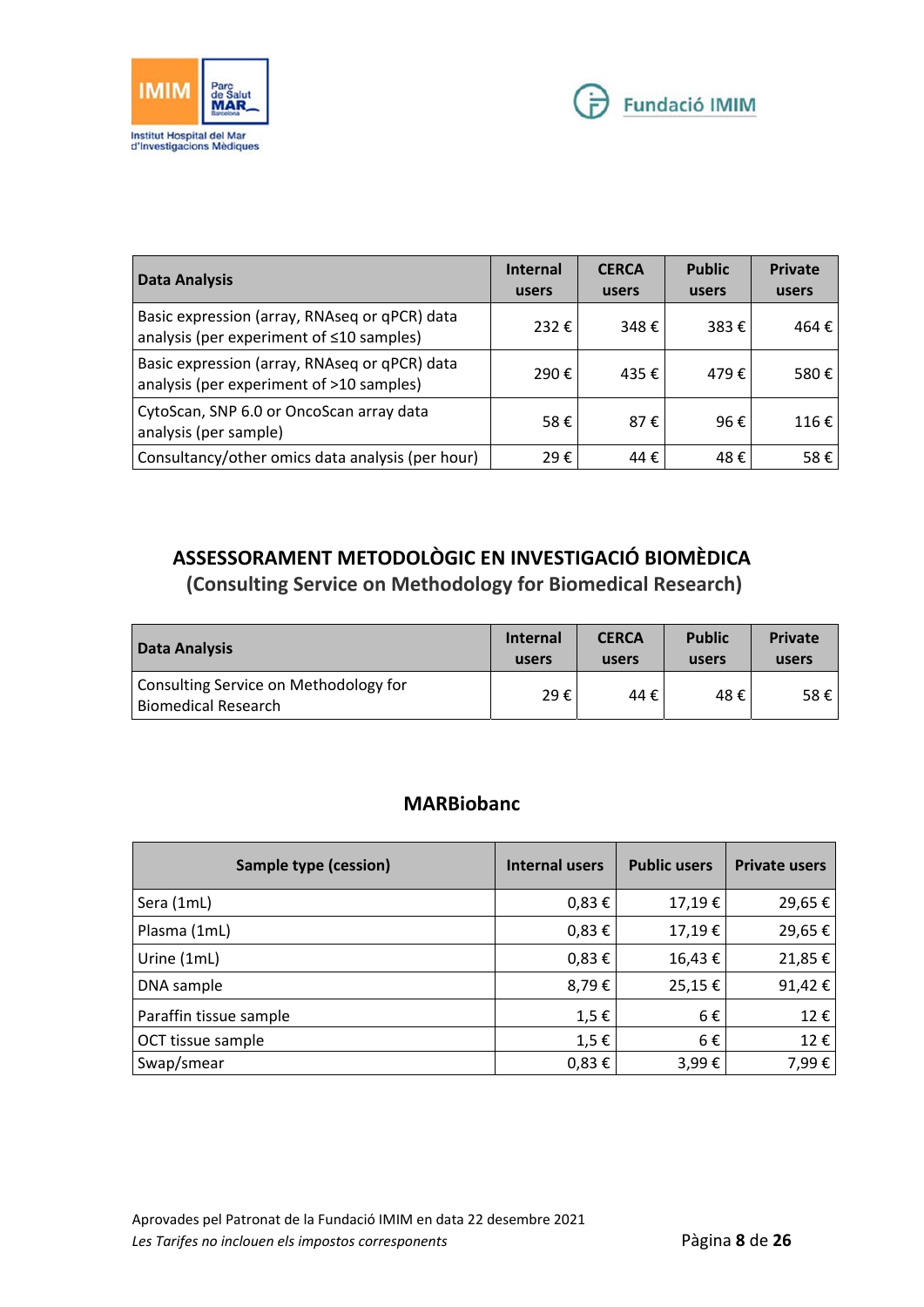| Data Analysis | Internal users | CERCA users | Public users | Private users |
|---|---|---|---|---|
| Basic expression (array, RNAseq or qPCR) data analysis (per experiment of ≤10 samples) | 232 € | 348 € | 383 € | 464 € |
| Basic expression (array, RNAseq or qPCR) data analysis (per experiment of >10 samples) | 290 € | 435 € | 479 € | 580 € |
| CytoScan, SNP 6.0 or OncoScan array data analysis (per sample) | 58 € | 87 € | 96 € | 116 € |
| Consultancy/other omics data analysis (per hour) | 29 € | 44 € | 48 € | 58 € |

## ASSESSORAMENT METODOLÒGIC EN INVESTIGACIÓ BIOMÈDICA
## (Consulting Service on Methodology for Biomedical Research)

| Data Analysis | Internal users | CERCA users | Public users | Private users |
|---|---|---|---|---|
| Consulting Service on Methodology for Biomedical Research | 29 € | 44 € | 48 € | 58 € |

## MARBiobanc

| Sample type (cession) | Internal users | Public users | Private users |
|---|---|---|---|
| Sera (1mL) | 0,83 € | 17,19 € | 29,65 € |
| Plasma (1mL) | 0,83 € | 17,19 € | 29,65 € |
| Urine (1mL) | 0,83 € | 16,43 € | 21,85 € |
| DNA sample | 8,79 € | 25,15 € | 91,42 € |
| Paraffin tissue sample | 1,5 € | 6 € | 12 € |
| OCT tissue sample | 1,5 € | 6 € | 12 € |
| Swap/smear | 0,83 € | 3,99 € | 7,99 € |

Aprovades pel Patronat de la Fundació IMIM en data 22 desembre 2021

*Les Tarifes no inclouen els impostos corresponents*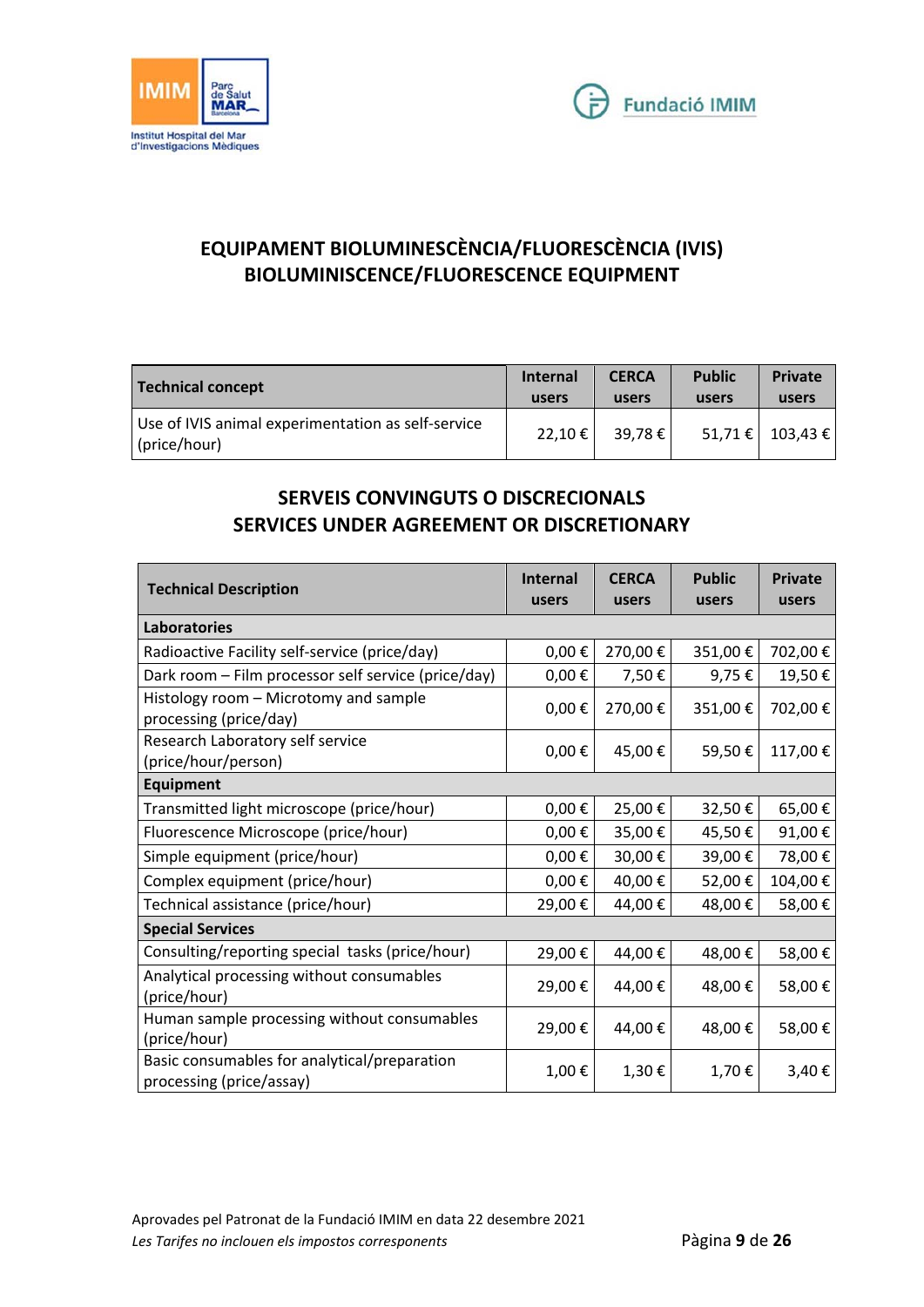## EQUIPAMENT BIOLUMINESCÈNCIA/FLUORESCÈNCIA (IVIS)
## BIOLUMINISCENCE/FLUORESCENCE EQUIPMENT

| Technical concept | Internal users | CERCA users | Public users | Private users |
|---|---|---|---|---|
| Use of IVIS animal experimentation as self-service (price/hour) | 22,10 € | 39,78 € | 51,71 € | 103,43 € |

## SERVEIS CONVINGUTS O DISCRECIONALS
## SERVICES UNDER AGREEMENT OR DISCRETIONARY

| Technical Description | Internal users | CERCA users | Public users | Private users |
|---|---|---|---|---|
| **Laboratories** | | | | |
| Radioactive Facility self-service (price/day) | 0,00 € | 270,00 € | 351,00 € | 702,00 € |
| Dark room – Film processor self service (price/day) | 0,00 € | 7,50 € | 9,75 € | 19,50 € |
| Histology room – Microtomy and sample processing (price/day) | 0,00 € | 270,00 € | 351,00 € | 702,00 € |
| Research Laboratory self service (price/hour/person) | 0,00 € | 45,00 € | 59,50 € | 117,00 € |
| **Equipment** | | | | |
| Transmitted light microscope (price/hour) | 0,00 € | 25,00 € | 32,50 € | 65,00 € |
| Fluorescence Microscope (price/hour) | 0,00 € | 35,00 € | 45,50 € | 91,00 € |
| Simple equipment (price/hour) | 0,00 € | 30,00 € | 39,00 € | 78,00 € |
| Complex equipment (price/hour) | 0,00 € | 40,00 € | 52,00 € | 104,00 € |
| Technical assistance (price/hour) | 29,00 € | 44,00 € | 48,00 € | 58,00 € |
| **Special Services** | | | | |
| Consulting/reporting special tasks (price/hour) | 29,00 € | 44,00 € | 48,00 € | 58,00 € |
| Analytical processing without consumables (price/hour) | 29,00 € | 44,00 € | 48,00 € | 58,00 € |
| Human sample processing without consumables (price/hour) | 29,00 € | 44,00 € | 48,00 € | 58,00 € |
| Basic consumables for analytical/preparation processing (price/assay) | 1,00 € | 1,30 € | 1,70 € | 3,40 € |

Aprovades pel Patronat de la Fundació IMIM en data 22 desembre 2021

*Les Tarifes no inclouen els impostos corresponents*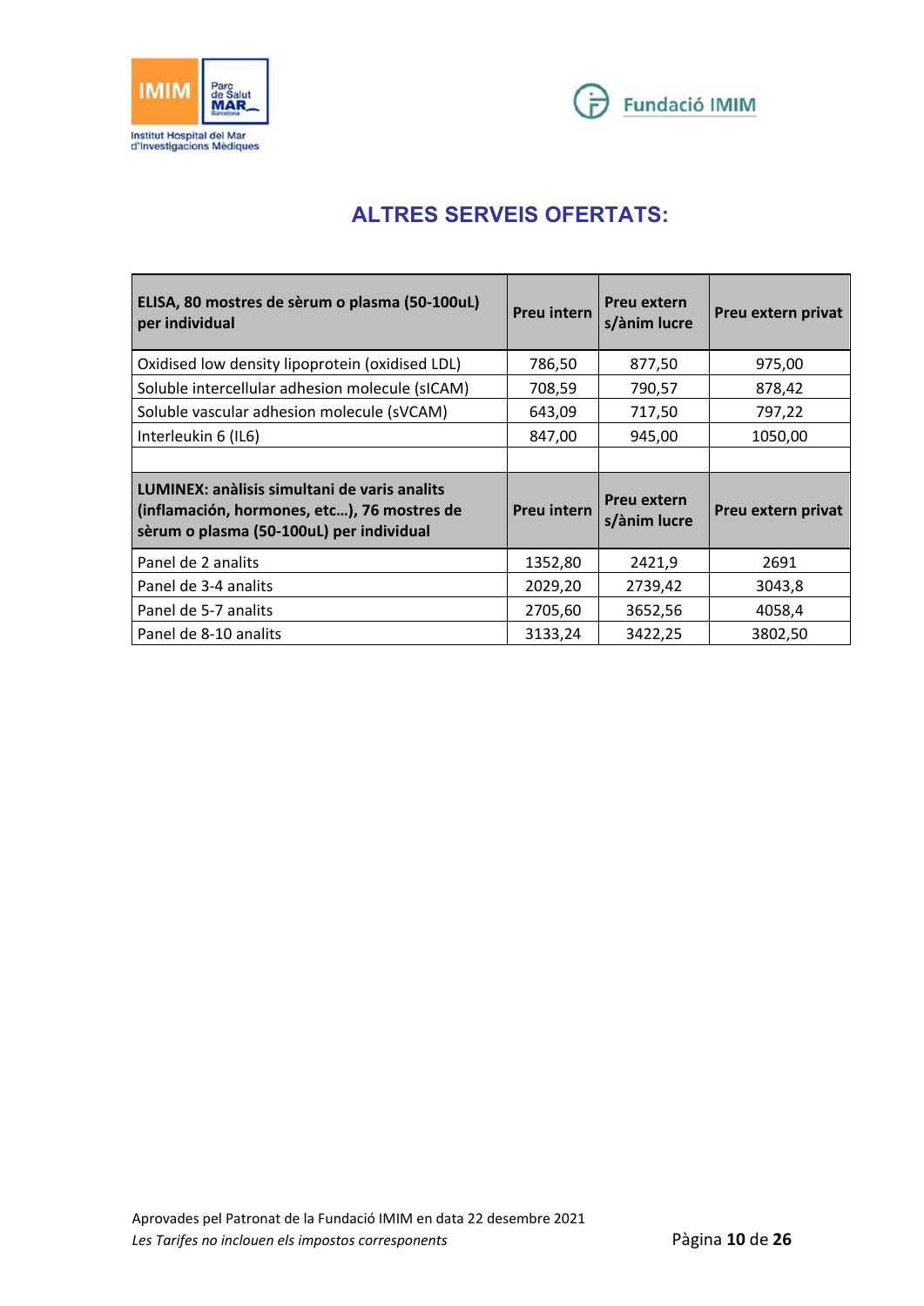## ALTRES SERVEIS OFERTATS:

| ELISA, 80 mostres de sèrum o plasma (50-100uL) per individual | Preu intern | Preu extern s/ànim lucre | Preu extern privat |
|---|---|---|---|
| Oxidised low density lipoprotein (oxidised LDL) | 786,50 | 877,50 | 975,00 |
| Soluble intercellular adhesion molecule (sICAM) | 708,59 | 790,57 | 878,42 |
| Soluble vascular adhesion molecule (sVCAM) | 643,09 | 717,50 | 797,22 |
| Interleukin 6 (IL6) | 847,00 | 945,00 | 1050,00 |
| | | | |
| **LUMINEX: anàlisis simultani de varis analits (inflamación, hormones, etc…), 76 mostres de sèrum o plasma (50-100uL) per individual** | **Preu intern** | **Preu extern s/ànim lucre** | **Preu extern privat** |
| Panel de 2 analits | 1352,80 | 2421,9 | 2691 |
| Panel de 3-4 analits | 2029,20 | 2739,42 | 3043,8 |
| Panel de 5-7 analits | 2705,60 | 3652,56 | 4058,4 |
| Panel de 8-10 analits | 3133,24 | 3422,25 | 3802,50 |

Aprovades pel Patronat de la Fundació IMIM en data 22 desembre 2021

*Les Tarifes no inclouen els impostos corresponents*